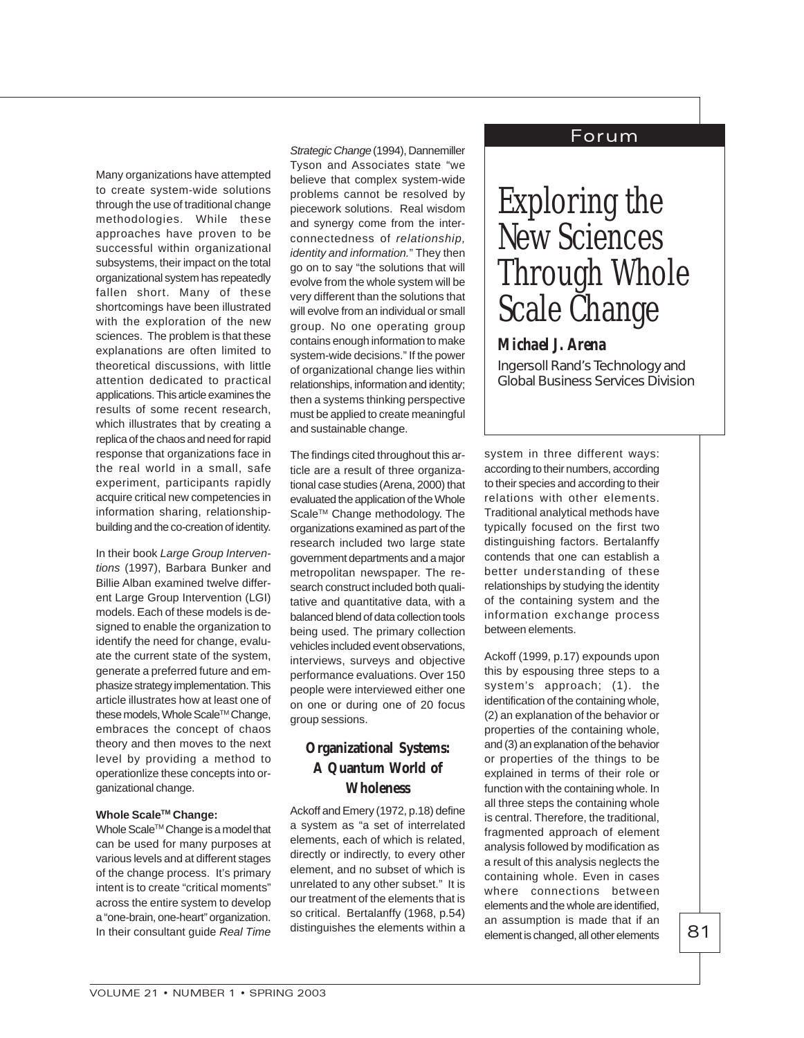Forum

# Exploring the New Sciences Through Whole Scale Change

**Michael J. Arena**

Ingersoll Rand's Technology and Global Business Services Division

Many organizations have attempted to create system-wide solutions through the use of traditional change methodologies. While these approaches have proven to be successful within organizational subsystems, their impact on the total organizational system has repeatedly fallen short. Many of these shortcomings have been illustrated with the exploration of the new sciences. The problem is that these explanations are often limited to theoretical discussions, with little attention dedicated to practical applications. This article examines the results of some recent research, which illustrates that by creating a replica of the chaos and need for rapid response that organizations face in the real world in a small, safe experiment, participants rapidly acquire critical new competencies in information sharing, relationship-building and the co-creation of identity.

In their book *Large Group Interventions* (1997), Barbara Bunker and Billie Alban examined twelve different Large Group Intervention (LGI) models. Each of these models is designed to enable the organization to identify the need for change, evaluate the current state of the system, generate a preferred future and emphasize strategy implementation. This article illustrates how at least one of these models, Whole Scale™ Change, embraces the concept of chaos theory and then moves to the next level by providing a method to operationlize these concepts into organizational change.

**Whole Scale™ Change:**

Whole Scale™ Change is a model that can be used for many purposes at various levels and at different stages of the change process. It's primary intent is to create "critical moments" across the entire system to develop a "one-brain, one-heart" organization. In their consultant guide *Real Time Strategic Change* (1994), Dannemiller Tyson and Associates state "we believe that complex system-wide problems cannot be resolved by piecework solutions. Real wisdom and synergy come from the interconnectedness of *relationship, identity and information.*" They then go on to say "the solutions that will evolve from the whole system will be very different than the solutions that will evolve from an individual or small group. No one operating group contains enough information to make system-wide decisions." If the power of organizational change lies within relationships, information and identity; then a systems thinking perspective must be applied to create meaningful and sustainable change.

The findings cited throughout this article are a result of three organizational case studies (Arena, 2000) that evaluated the application of the Whole Scale™ Change methodology. The organizations examined as part of the research included two large state government departments and a major metropolitan newspaper. The research construct included both qualitative and quantitative data, with a balanced blend of data collection tools being used. The primary collection vehicles included event observations, interviews, surveys and objective performance evaluations. Over 150 people were interviewed either one on one or during one of 20 focus group sessions.

## Organizational Systems: A Quantum World of Wholeness

Ackoff and Emery (1972, p.18) define a system as "a set of interrelated elements, each of which is related, directly or indirectly, to every other element, and no subset of which is unrelated to any other subset." It is our treatment of the elements that is so critical. Bertalanffy (1968, p.54) distinguishes the elements within a system in three different ways: according to their numbers, according to their species and according to their relations with other elements. Traditional analytical methods have typically focused on the first two distinguishing factors. Bertalanffy contends that one can establish a better understanding of these relationships by studying the identity of the containing system and the information exchange process between elements.

Ackoff (1999, p.17) expounds upon this by espousing three steps to a system's approach; (1). the identification of the containing whole, (2) an explanation of the behavior or properties of the containing whole, and (3) an explanation of the behavior or properties of the things to be explained in terms of their role or function with the containing whole. In all three steps the containing whole is central. Therefore, the traditional, fragmented approach of element analysis followed by modification as a result of this analysis neglects the containing whole. Even in cases where connections between elements and the whole are identified, an assumption is made that if an element is changed, all other elements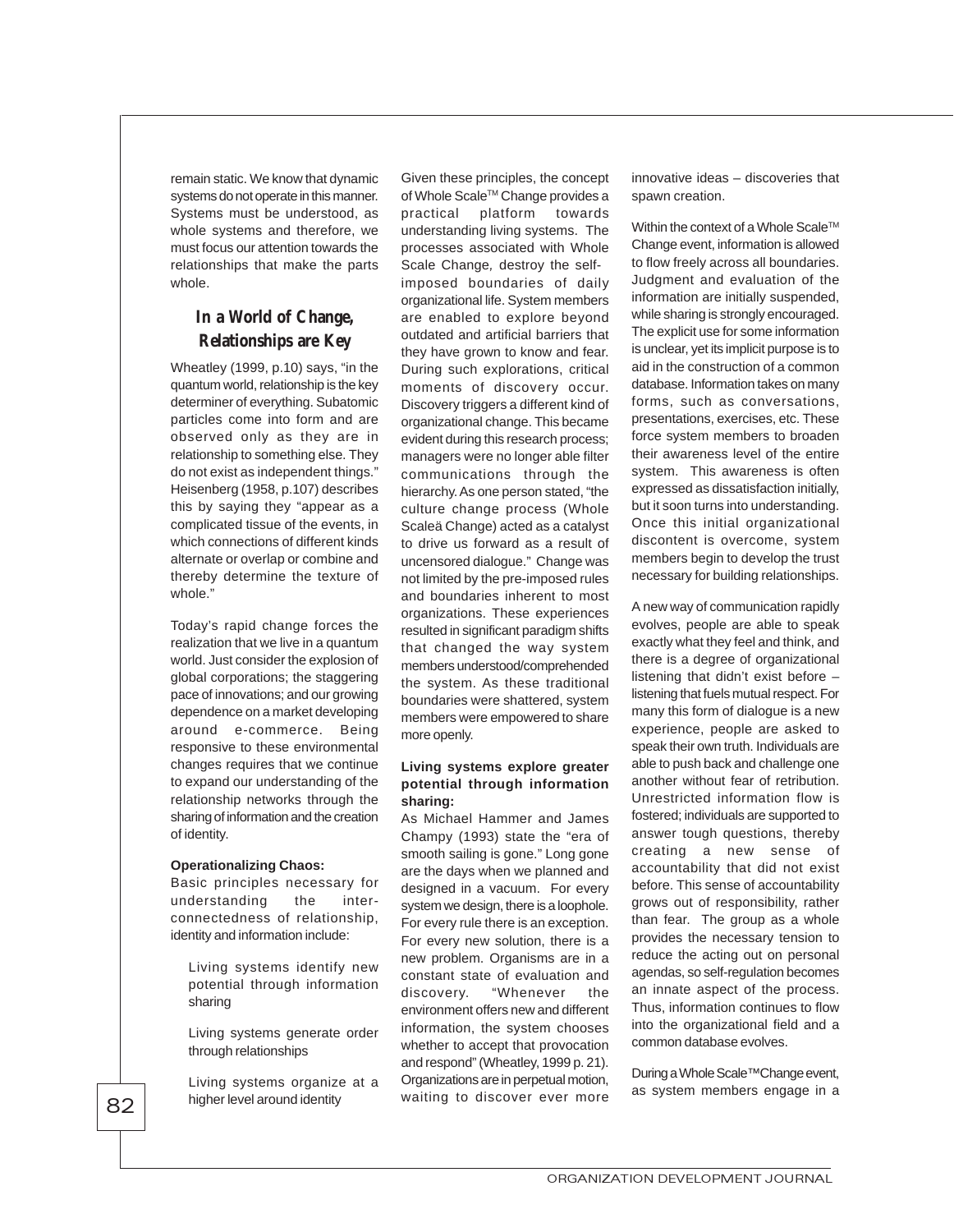remain static. We know that dynamic systems do not operate in this manner. Systems must be understood, as whole systems and therefore, we must focus our attention towards the relationships that make the parts whole.

## In a World of Change, Relationships are Key

Wheatley (1999, p.10) says, "in the quantum world, relationship is the key determiner of everything. Subatomic particles come into form and are observed only as they are in relationship to something else. They do not exist as independent things." Heisenberg (1958, p.107) describes this by saying they "appear as a complicated tissue of the events, in which connections of different kinds alternate or overlap or combine and thereby determine the texture of whole."

Today's rapid change forces the realization that we live in a quantum world. Just consider the explosion of global corporations; the staggering pace of innovations; and our growing dependence on a market developing around e-commerce. Being responsive to these environmental changes requires that we continue to expand our understanding of the relationship networks through the sharing of information and the creation of identity.

**Operationalizing Chaos:**

Basic principles necessary for understanding the inter-connectedness of relationship, identity and information include:

- Living systems identify new potential through information sharing
- Living systems generate order through relationships
- Living systems organize at a higher level around identity

Given these principles, the concept of Whole Scale™ Change provides a practical platform towards understanding living systems. The processes associated with Whole Scale Change, destroy the self-imposed boundaries of daily organizational life. System members are enabled to explore beyond outdated and artificial barriers that they have grown to know and fear. During such explorations, critical moments of discovery occur. Discovery triggers a different kind of organizational change. This became evident during this research process; managers were no longer able filter communications through the hierarchy. As one person stated, "the culture change process (Whole Scaleä Change) acted as a catalyst to drive us forward as a result of uncensored dialogue." Change was not limited by the pre-imposed rules and boundaries inherent to most organizations. These experiences resulted in significant paradigm shifts that changed the way system members understood/comprehended the system. As these traditional boundaries were shattered, system members were empowered to share more openly.

**Living systems explore greater potential through information sharing:**

As Michael Hammer and James Champy (1993) state the "era of smooth sailing is gone." Long gone are the days when we planned and designed in a vacuum. For every system we design, there is a loophole. For every rule there is an exception. For every new solution, there is a new problem. Organisms are in a constant state of evaluation and discovery. "Whenever the environment offers new and different information, the system chooses whether to accept that provocation and respond" (Wheatley, 1999 p. 21). Organizations are in perpetual motion, waiting to discover ever more innovative ideas – discoveries that spawn creation.

Within the context of a Whole Scale™ Change event, information is allowed to flow freely across all boundaries. Judgment and evaluation of the information are initially suspended, while sharing is strongly encouraged. The explicit use for some information is unclear, yet its implicit purpose is to aid in the construction of a common database. Information takes on many forms, such as conversations, presentations, exercises, etc. These force system members to broaden their awareness level of the entire system. This awareness is often expressed as dissatisfaction initially, but it soon turns into understanding. Once this initial organizational discontent is overcome, system members begin to develop the trust necessary for building relationships.

A new way of communication rapidly evolves, people are able to speak exactly what they feel and think, and there is a degree of organizational listening that didn't exist before – listening that fuels mutual respect. For many this form of dialogue is a new experience, people are asked to speak their own truth. Individuals are able to push back and challenge one another without fear of retribution. Unrestricted information flow is fostered; individuals are supported to answer tough questions, thereby creating a new sense of accountability that did not exist before. This sense of accountability grows out of responsibility, rather than fear. The group as a whole provides the necessary tension to reduce the acting out on personal agendas, so self-regulation becomes an innate aspect of the process. Thus, information continues to flow into the organizational field and a common database evolves.

During a Whole Scale™ Change event, as system members engage in a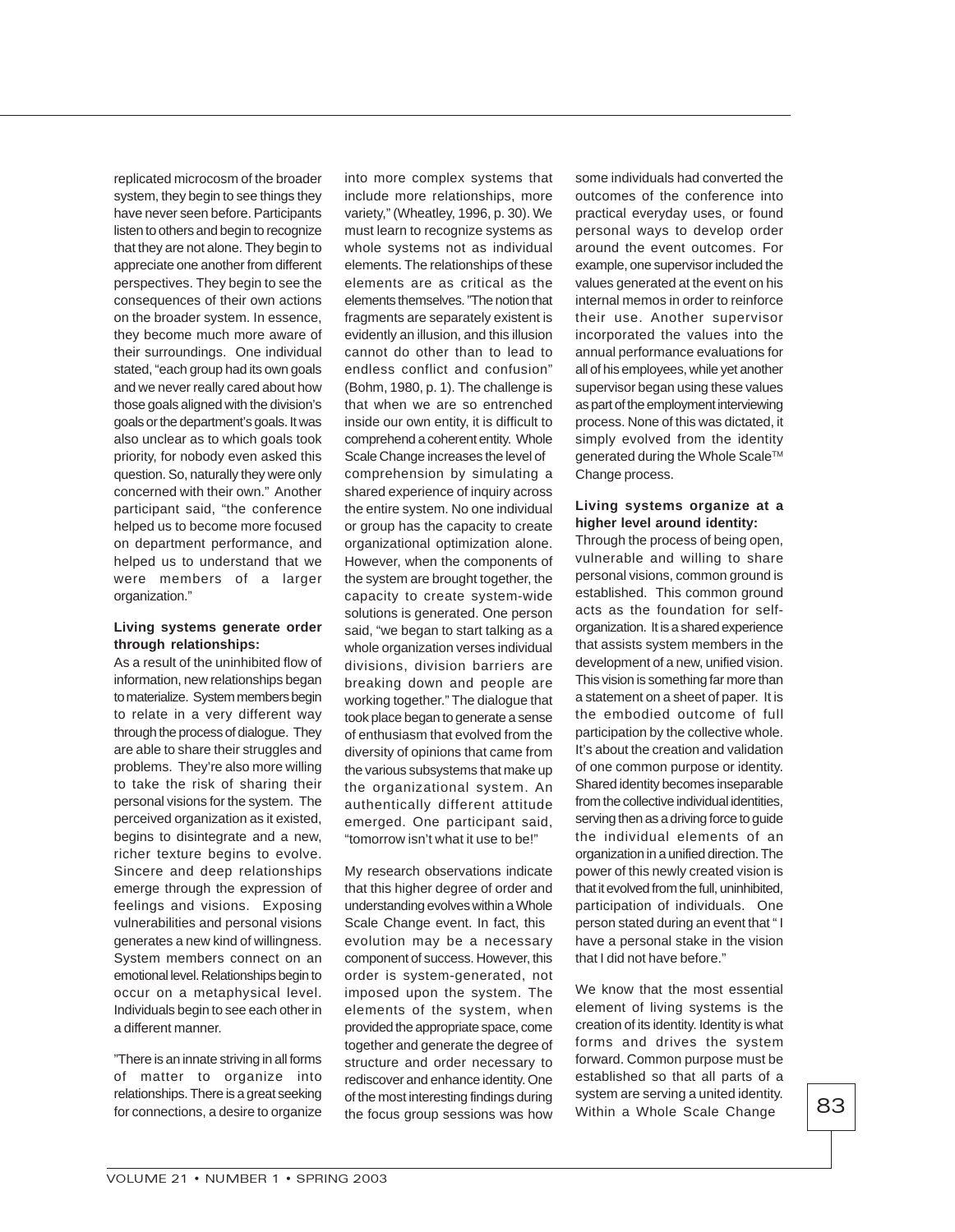replicated microcosm of the broader system, they begin to see things they have never seen before. Participants listen to others and begin to recognize that they are not alone. They begin to appreciate one another from different perspectives. They begin to see the consequences of their own actions on the broader system. In essence, they become much more aware of their surroundings. One individual stated, "each group had its own goals and we never really cared about how those goals aligned with the division's goals or the department's goals. It was also unclear as to which goals took priority, for nobody even asked this question. So, naturally they were only concerned with their own." Another participant said, "the conference helped us to become more focused on department performance, and helped us to understand that we were members of a larger organization."

**Living systems generate order through relationships:**

As a result of the uninhibited flow of information, new relationships began to materialize. System members begin to relate in a very different way through the process of dialogue. They are able to share their struggles and problems. They're also more willing to take the risk of sharing their personal visions for the system. The perceived organization as it existed, begins to disintegrate and a new, richer texture begins to evolve. Sincere and deep relationships emerge through the expression of feelings and visions. Exposing vulnerabilities and personal visions generates a new kind of willingness. System members connect on an emotional level. Relationships begin to occur on a metaphysical level. Individuals begin to see each other in a different manner.

"There is an innate striving in all forms of matter to organize into relationships. There is a great seeking for connections, a desire to organize into more complex systems that include more relationships, more variety," (Wheatley, 1996, p. 30). We must learn to recognize systems as whole systems not as individual elements. The relationships of these elements are as critical as the elements themselves. "The notion that fragments are separately existent is evidently an illusion, and this illusion cannot do other than to lead to endless conflict and confusion" (Bohm, 1980, p. 1). The challenge is that when we are so entrenched inside our own entity, it is difficult to comprehend a coherent entity. Whole Scale Change increases the level of comprehension by simulating a shared experience of inquiry across the entire system. No one individual or group has the capacity to create organizational optimization alone. However, when the components of the system are brought together, the capacity to create system-wide solutions is generated. One person said, "we began to start talking as a whole organization verses individual divisions, division barriers are breaking down and people are working together." The dialogue that took place began to generate a sense of enthusiasm that evolved from the diversity of opinions that came from the various subsystems that make up the organizational system. An authentically different attitude emerged. One participant said, "tomorrow isn't what it use to be!"

My research observations indicate that this higher degree of order and understanding evolves within a Whole Scale Change event. In fact, this evolution may be a necessary component of success. However, this order is system-generated, not imposed upon the system. The elements of the system, when provided the appropriate space, come together and generate the degree of structure and order necessary to rediscover and enhance identity. One of the most interesting findings during the focus group sessions was how some individuals had converted the outcomes of the conference into practical everyday uses, or found personal ways to develop order around the event outcomes. For example, one supervisor included the values generated at the event on his internal memos in order to reinforce their use. Another supervisor incorporated the values into the annual performance evaluations for all of his employees, while yet another supervisor began using these values as part of the employment interviewing process. None of this was dictated, it simply evolved from the identity generated during the Whole Scale™ Change process.

**Living systems organize at a higher level around identity:**

Through the process of being open, vulnerable and willing to share personal visions, common ground is established. This common ground acts as the foundation for self-organization. It is a shared experience that assists system members in the development of a new, unified vision. This vision is something far more than a statement on a sheet of paper. It is the embodied outcome of full participation by the collective whole. It's about the creation and validation of one common purpose or identity. Shared identity becomes inseparable from the collective individual identities, serving then as a driving force to guide the individual elements of an organization in a unified direction. The power of this newly created vision is that it evolved from the full, uninhibited, participation of individuals. One person stated during an event that " I have a personal stake in the vision that I did not have before."

We know that the most essential element of living systems is the creation of its identity. Identity is what forms and drives the system forward. Common purpose must be established so that all parts of a system are serving a united identity. Within a Whole Scale Change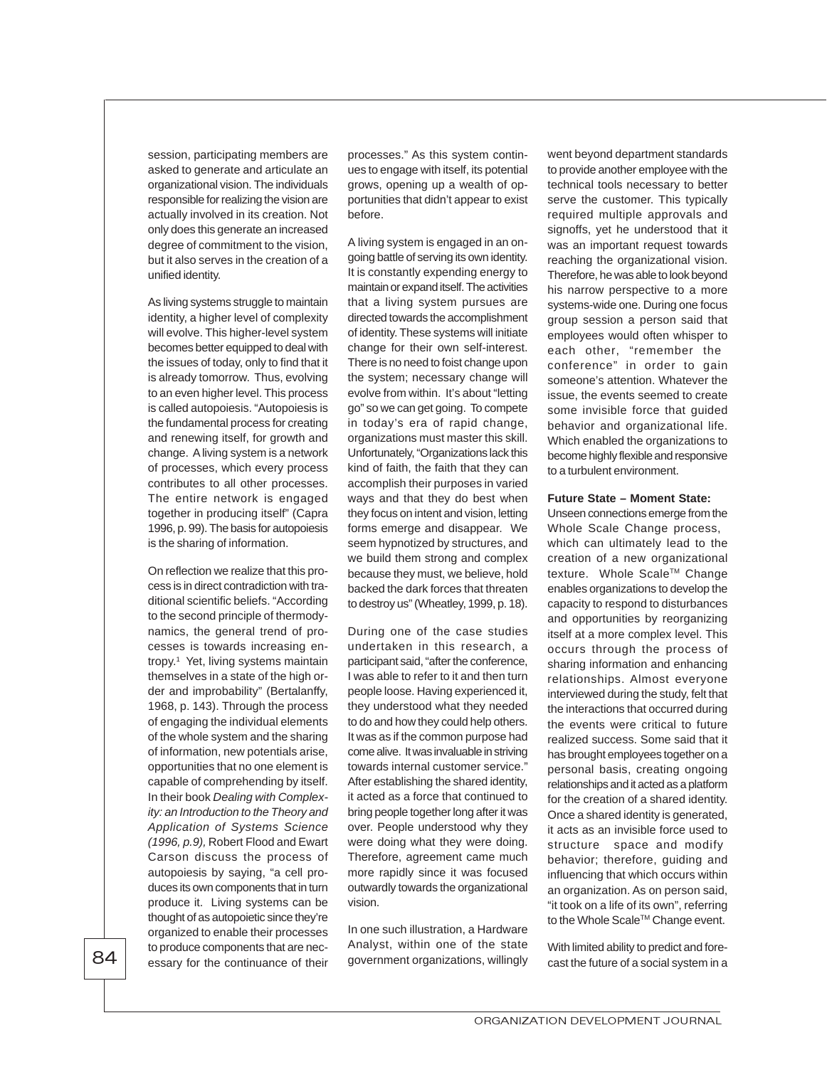session, participating members are asked to generate and articulate an organizational vision. The individuals responsible for realizing the vision are actually involved in its creation. Not only does this generate an increased degree of commitment to the vision, but it also serves in the creation of a unified identity.

As living systems struggle to maintain identity, a higher level of complexity will evolve. This higher-level system becomes better equipped to deal with the issues of today, only to find that it is already tomorrow. Thus, evolving to an even higher level. This process is called autopoiesis. "Autopoiesis is the fundamental process for creating and renewing itself, for growth and change. A living system is a network of processes, which every process contributes to all other processes. The entire network is engaged together in producing itself" (Capra 1996, p. 99). The basis for autopoiesis is the sharing of information.

On reflection we realize that this process is in direct contradiction with traditional scientific beliefs. "According to the second principle of thermodynamics, the general trend of processes is towards increasing entropy.[1] Yet, living systems maintain themselves in a state of the high order and improbability" (Bertalanffy, 1968, p. 143). Through the process of engaging the individual elements of the whole system and the sharing of information, new potentials arise, opportunities that no one element is capable of comprehending by itself. In their book *Dealing with Complexity: an Introduction to the Theory and Application of Systems Science (1996, p.9),* Robert Flood and Ewart Carson discuss the process of autopoiesis by saying, "a cell produces its own components that in turn produce it. Living systems can be thought of as autopoietic since they're organized to enable their processes to produce components that are necessary for the continuance of their processes." As this system continues to engage with itself, its potential grows, opening up a wealth of opportunities that didn't appear to exist before.

A living system is engaged in an ongoing battle of serving its own identity. It is constantly expending energy to maintain or expand itself. The activities that a living system pursues are directed towards the accomplishment of identity. These systems will initiate change for their own self-interest. There is no need to foist change upon the system; necessary change will evolve from within. It's about "letting go" so we can get going. To compete in today's era of rapid change, organizations must master this skill. Unfortunately, "Organizations lack this kind of faith, the faith that they can accomplish their purposes in varied ways and that they do best when they focus on intent and vision, letting forms emerge and disappear. We seem hypnotized by structures, and we build them strong and complex because they must, we believe, hold backed the dark forces that threaten to destroy us" (Wheatley, 1999, p. 18).

During one of the case studies undertaken in this research, a participant said, "after the conference, I was able to refer to it and then turn people loose. Having experienced it, they understood what they needed to do and how they could help others. It was as if the common purpose had come alive. It was invaluable in striving towards internal customer service." After establishing the shared identity, it acted as a force that continued to bring people together long after it was over. People understood why they were doing what they were doing. Therefore, agreement came much more rapidly since it was focused outwardly towards the organizational vision.

In one such illustration, a Hardware Analyst, within one of the state government organizations, willingly went beyond department standards to provide another employee with the technical tools necessary to better serve the customer. This typically required multiple approvals and signoffs, yet he understood that it was an important request towards reaching the organizational vision. Therefore, he was able to look beyond his narrow perspective to a more systems-wide one. During one focus group session a person said that employees would often whisper to each other, "remember the conference" in order to gain someone's attention. Whatever the issue, the events seemed to create some invisible force that guided behavior and organizational life. Which enabled the organizations to become highly flexible and responsive to a turbulent environment.

**Future State – Moment State:**
Unseen connections emerge from the Whole Scale Change process, which can ultimately lead to the creation of a new organizational texture. Whole Scale™ Change enables organizations to develop the capacity to respond to disturbances and opportunities by reorganizing itself at a more complex level. This occurs through the process of sharing information and enhancing relationships. Almost everyone interviewed during the study, felt that the interactions that occurred during the events were critical to future realized success. Some said that it has brought employees together on a personal basis, creating ongoing relationships and it acted as a platform for the creation of a shared identity. Once a shared identity is generated, it acts as an invisible force used to structure space and modify behavior; therefore, guiding and influencing that which occurs within an organization. As on person said, "it took on a life of its own", referring to the Whole Scale™ Change event.

With limited ability to predict and forecast the future of a social system in a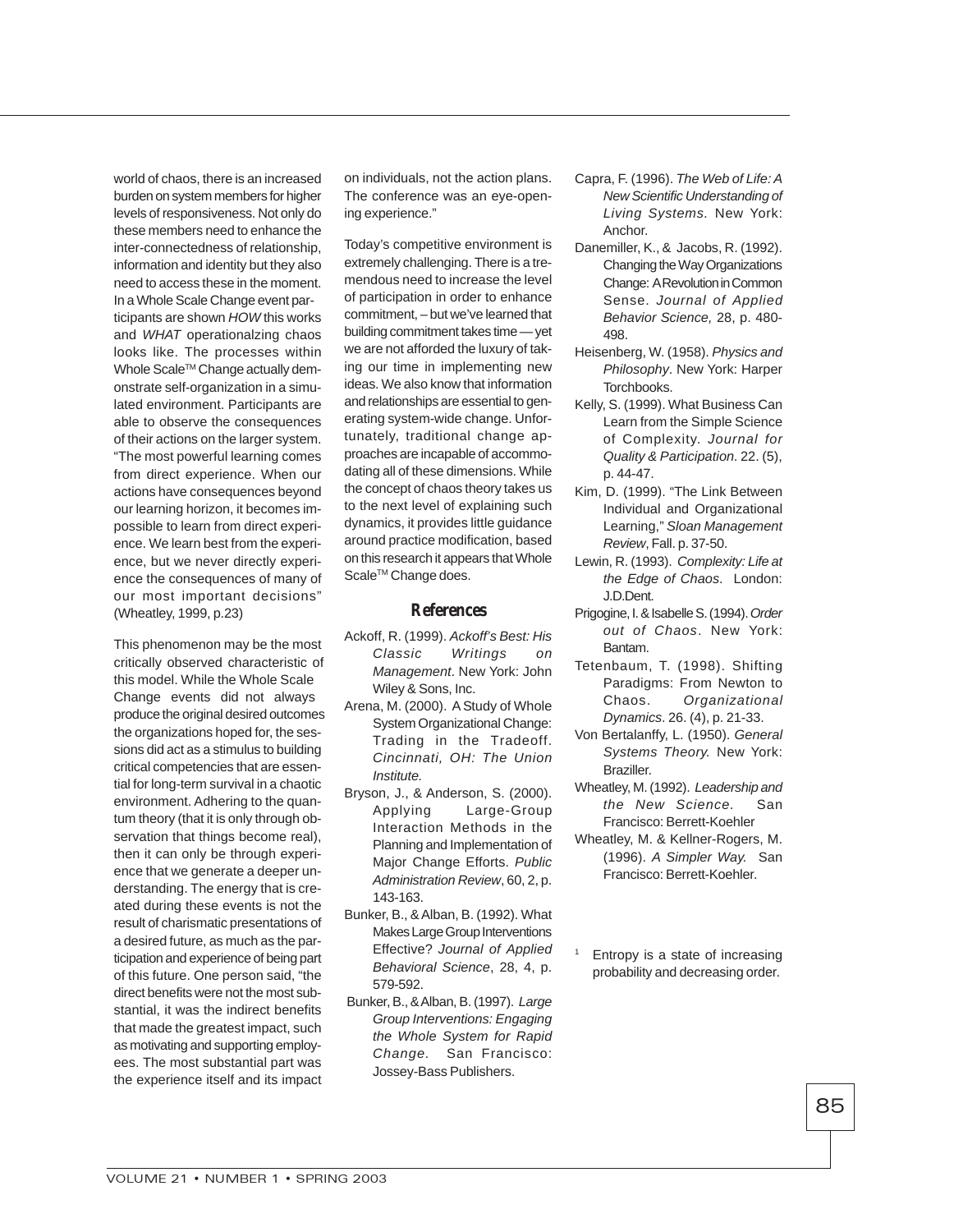world of chaos, there is an increased burden on system members for higher levels of responsiveness. Not only do these members need to enhance the inter-connectedness of relationship, information and identity but they also need to access these in the moment. In a Whole Scale Change event participants are shown *HOW* this works and *WHAT* operationalzing chaos looks like. The processes within Whole Scale™ Change actually demonstrate self-organization in a simulated environment. Participants are able to observe the consequences of their actions on the larger system. "The most powerful learning comes from direct experience. When our actions have consequences beyond our learning horizon, it becomes impossible to learn from direct experience. We learn best from the experience, but we never directly experience the consequences of many of our most important decisions" (Wheatley, 1999, p.23)

This phenomenon may be the most critically observed characteristic of this model. While the Whole Scale Change events did not always produce the original desired outcomes the organizations hoped for, the sessions did act as a stimulus to building critical competencies that are essential for long-term survival in a chaotic environment. Adhering to the quantum theory (that it is only through observation that things become real), then it can only be through experience that we generate a deeper understanding. The energy that is created during these events is not the result of charismatic presentations of a desired future, as much as the participation and experience of being part of this future. One person said, "the direct benefits were not the most substantial, it was the indirect benefits that made the greatest impact, such as motivating and supporting employees. The most substantial part was the experience itself and its impact on individuals, not the action plans. The conference was an eye-opening experience."

Today's competitive environment is extremely challenging. There is a tremendous need to increase the level of participation in order to enhance commitment, – but we've learned that building commitment takes time — yet we are not afforded the luxury of taking our time in implementing new ideas. We also know that information and relationships are essential to generating system-wide change. Unfortunately, traditional change approaches are incapable of accommodating all of these dimensions. While the concept of chaos theory takes us to the next level of explaining such dynamics, it provides little guidance around practice modification, based on this research it appears that Whole Scale™ Change does.

## References

Ackoff, R. (1999). *Ackoff's Best: His Classic Writings on Management*. New York: John Wiley & Sons, Inc.

Arena, M. (2000). A Study of Whole System Organizational Change: Trading in the Tradeoff. *Cincinnati, OH: The Union Institute.*

Bryson, J., & Anderson, S. (2000). Applying Large-Group Interaction Methods in the Planning and Implementation of Major Change Efforts. *Public Administration Review*, 60, 2, p. 143-163.

Bunker, B., & Alban, B. (1992). What Makes Large Group Interventions Effective? *Journal of Applied Behavioral Science*, 28, 4, p. 579-592.

Bunker, B., & Alban, B. (1997). *Large Group Interventions: Engaging the Whole System for Rapid Change.* San Francisco: Jossey-Bass Publishers.

Capra, F. (1996). *The Web of Life: A New Scientific Understanding of Living Systems.* New York: Anchor.

Danemiller, K., & Jacobs, R. (1992). Changing the Way Organizations Change: A Revolution in Common Sense. *Journal of Applied Behavior Science,* 28, p. 480-498.

Heisenberg, W. (1958). *Physics and Philosophy*. New York: Harper Torchbooks.

Kelly, S. (1999). What Business Can Learn from the Simple Science of Complexity. *Journal for Quality & Participation*. 22. (5), p. 44-47.

Kim, D. (1999). "The Link Between Individual and Organizational Learning," *Sloan Management Review*, Fall. p. 37-50.

Lewin, R. (1993). *Complexity: Life at the Edge of Chaos*. London: J.D.Dent.

Prigogine, I. & Isabelle S. (1994). *Order out of Chaos*. New York: Bantam.

Tetenbaum, T. (1998). Shifting Paradigms: From Newton to Chaos. *Organizational Dynamics*. 26. (4), p. 21-33.

Von Bertalanffy, L. (1950). *General Systems Theory.* New York: Braziller.

Wheatley, M. (1992). *Leadership and the New Science.* San Francisco: Berrett-Koehler

Wheatley, M. & Kellner-Rogers, M. (1996). *A Simpler Way.* San Francisco: Berrett-Koehler.

[1] Entropy is a state of increasing probability and decreasing order.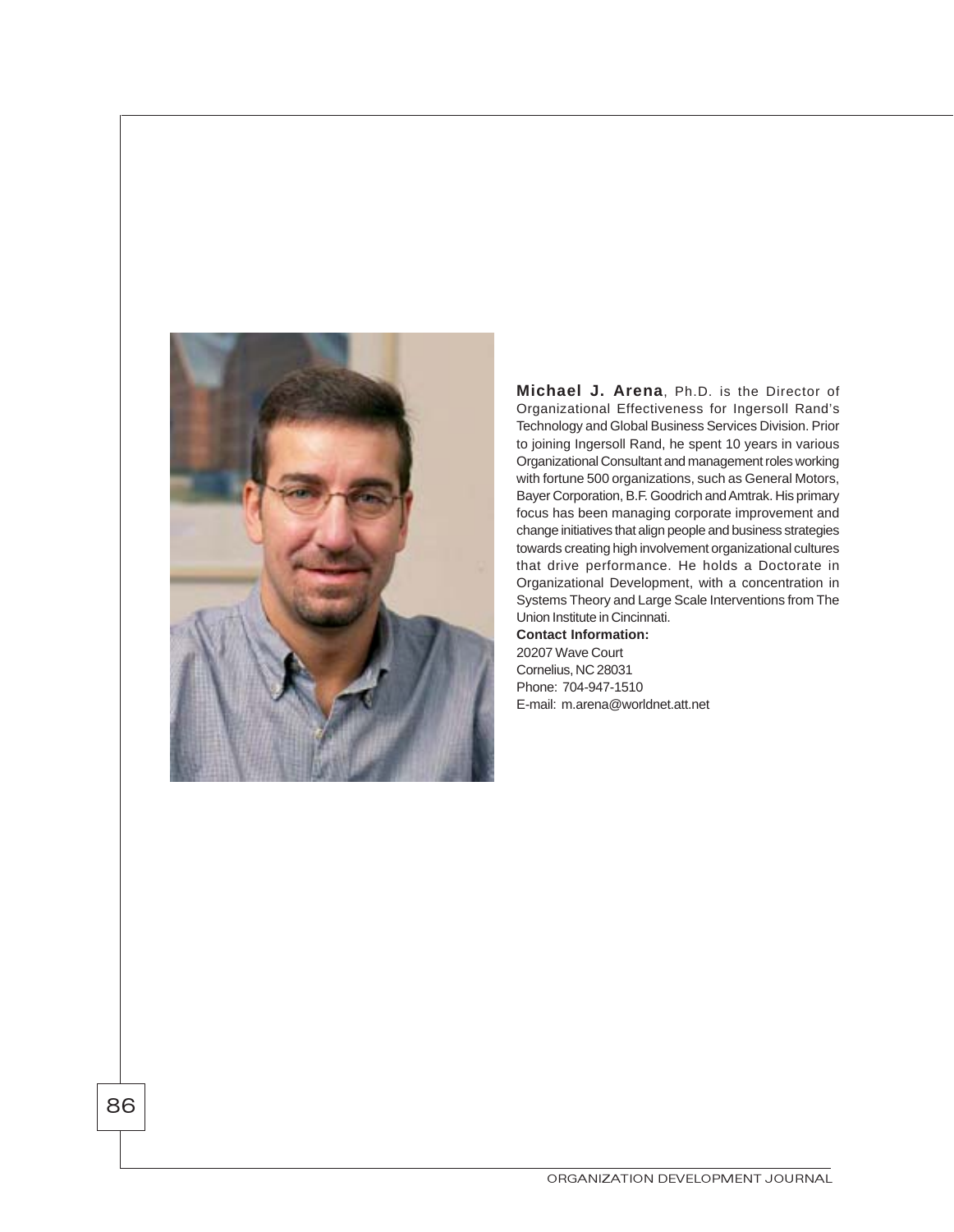**Michael J. Arena**, Ph.D. is the Director of Organizational Effectiveness for Ingersoll Rand's Technology and Global Business Services Division. Prior to joining Ingersoll Rand, he spent 10 years in various Organizational Consultant and management roles working with fortune 500 organizations, such as General Motors, Bayer Corporation, B.F. Goodrich and Amtrak. His primary focus has been managing corporate improvement and change initiatives that align people and business strategies towards creating high involvement organizational cultures that drive performance. He holds a Doctorate in Organizational Development, with a concentration in Systems Theory and Large Scale Interventions from The Union Institute in Cincinnati.

**Contact Information:**

20207 Wave Court
Cornelius, NC 28031
Phone: 704-947-1510
E-mail: m.arena@worldnet.att.net